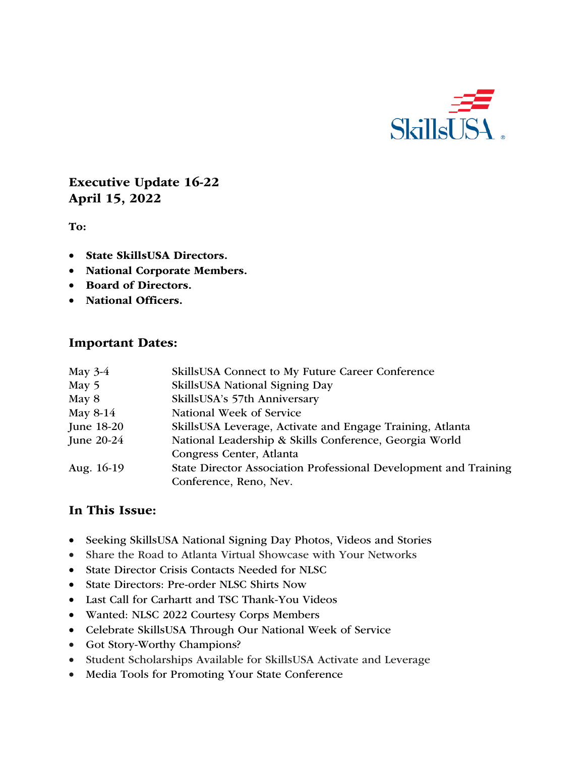SkillsUSA

**Executive Update 16-22**
**April 15, 2022**

**To:**

- **State SkillsUSA Directors.**
- **National Corporate Members.**
- **Board of Directors.**
- **National Officers.**

## Important Dates:

| | |
|---|---|
| May 3-4 | SkillsUSA Connect to My Future Career Conference |
| May 5 | SkillsUSA National Signing Day |
| May 8 | SkillsUSA's 57th Anniversary |
| May 8-14 | National Week of Service |
| June 18-20 | SkillsUSA Leverage, Activate and Engage Training, Atlanta |
| June 20-24 | National Leadership & Skills Conference, Georgia World Congress Center, Atlanta |
| Aug. 16-19 | State Director Association Professional Development and Training Conference, Reno, Nev. |

## In This Issue:

- Seeking SkillsUSA National Signing Day Photos, Videos and Stories
- Share the Road to Atlanta Virtual Showcase with Your Networks
- State Director Crisis Contacts Needed for NLSC
- State Directors: Pre-order NLSC Shirts Now
- Last Call for Carhartt and TSC Thank-You Videos
- Wanted: NLSC 2022 Courtesy Corps Members
- Celebrate SkillsUSA Through Our National Week of Service
- Got Story-Worthy Champions?
- Student Scholarships Available for SkillsUSA Activate and Leverage
- Media Tools for Promoting Your State Conference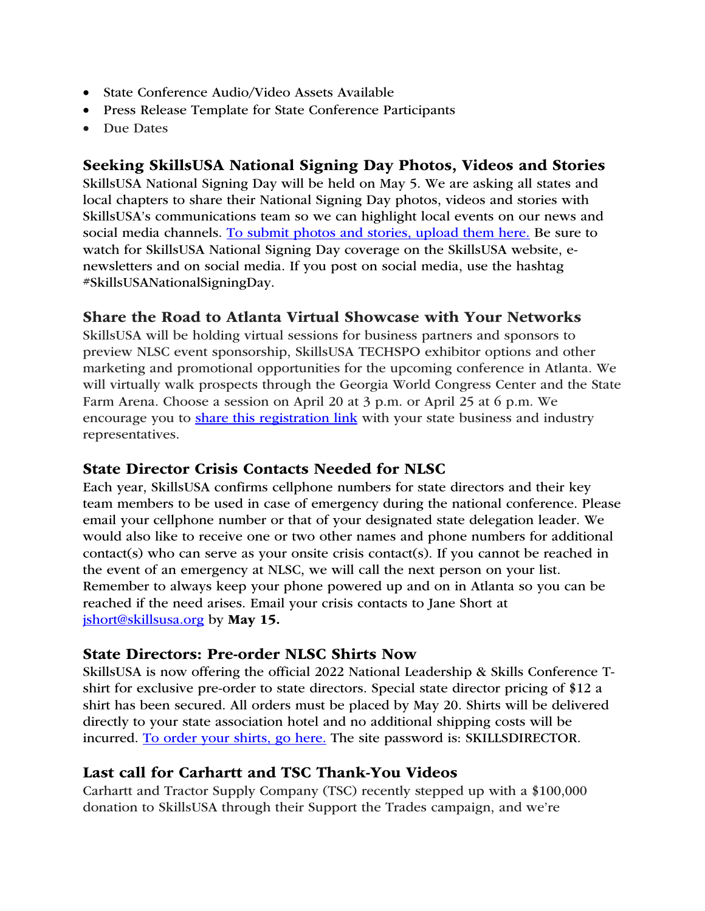- State Conference Audio/Video Assets Available
- Press Release Template for State Conference Participants
- Due Dates

### Seeking SkillsUSA National Signing Day Photos, Videos and Stories

SkillsUSA National Signing Day will be held on May 5. We are asking all states and local chapters to share their National Signing Day photos, videos and stories with SkillsUSA's communications team so we can highlight local events on our news and social media channels. To submit photos and stories, upload them here. Be sure to watch for SkillsUSA National Signing Day coverage on the SkillsUSA website, e-newsletters and on social media. If you post on social media, use the hashtag #SkillsUSANationalSigningDay.

### Share the Road to Atlanta Virtual Showcase with Your Networks

SkillsUSA will be holding virtual sessions for business partners and sponsors to preview NLSC event sponsorship, SkillsUSA TECHSPO exhibitor options and other marketing and promotional opportunities for the upcoming conference in Atlanta. We will virtually walk prospects through the Georgia World Congress Center and the State Farm Arena. Choose a session on April 20 at 3 p.m. or April 25 at 6 p.m. We encourage you to share this registration link with your state business and industry representatives.

### State Director Crisis Contacts Needed for NLSC

Each year, SkillsUSA confirms cellphone numbers for state directors and their key team members to be used in case of emergency during the national conference. Please email your cellphone number or that of your designated state delegation leader. We would also like to receive one or two other names and phone numbers for additional contact(s) who can serve as your onsite crisis contact(s). If you cannot be reached in the event of an emergency at NLSC, we will call the next person on your list. Remember to always keep your phone powered up and on in Atlanta so you can be reached if the need arises. Email your crisis contacts to Jane Short at jshort@skillsusa.org by **May 15.**

### State Directors: Pre-order NLSC Shirts Now

SkillsUSA is now offering the official 2022 National Leadership & Skills Conference T-shirt for exclusive pre-order to state directors. Special state director pricing of $12 a shirt has been secured. All orders must be placed by May 20. Shirts will be delivered directly to your state association hotel and no additional shipping costs will be incurred. To order your shirts, go here. The site password is: SKILLSDIRECTOR.

### Last call for Carhartt and TSC Thank-You Videos

Carhartt and Tractor Supply Company (TSC) recently stepped up with a $100,000 donation to SkillsUSA through their Support the Trades campaign, and we're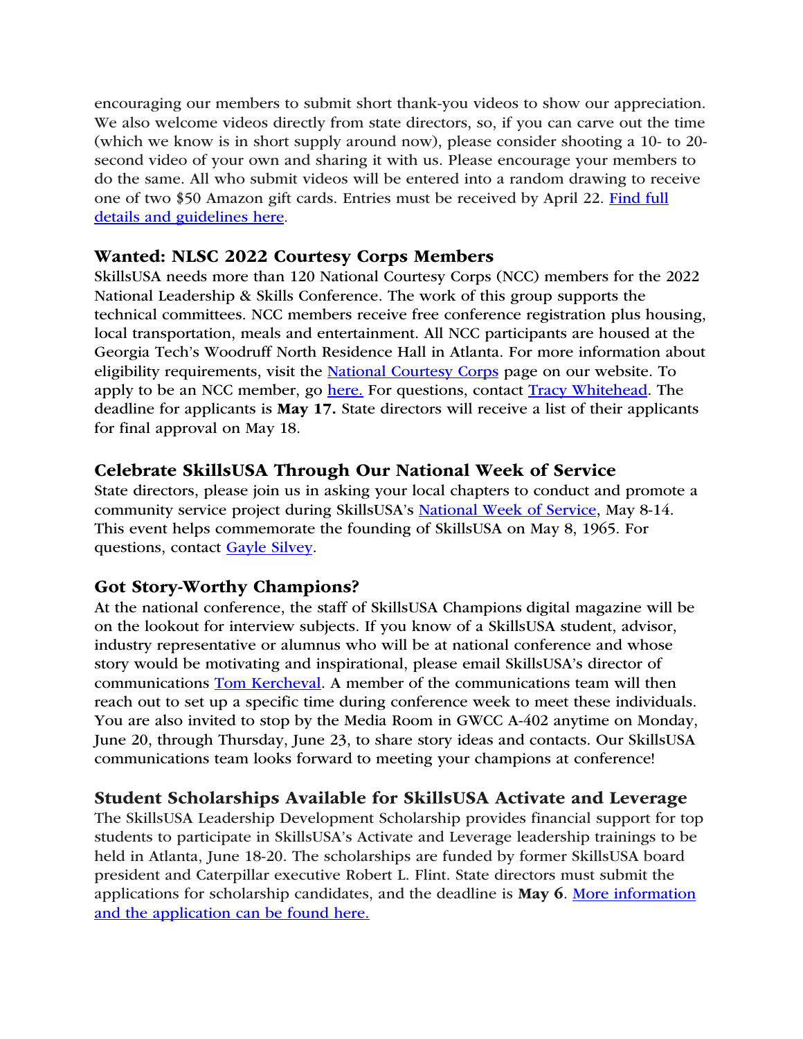encouraging our members to submit short thank-you videos to show our appreciation. We also welcome videos directly from state directors, so, if you can carve out the time (which we know is in short supply around now), please consider shooting a 10- to 20-second video of your own and sharing it with us. Please encourage your members to do the same. All who submit videos will be entered into a random drawing to receive one of two $50 Amazon gift cards. Entries must be received by April 22. Find full details and guidelines here.

### Wanted: NLSC 2022 Courtesy Corps Members

SkillsUSA needs more than 120 National Courtesy Corps (NCC) members for the 2022 National Leadership & Skills Conference. The work of this group supports the technical committees. NCC members receive free conference registration plus housing, local transportation, meals and entertainment. All NCC participants are housed at the Georgia Tech's Woodruff North Residence Hall in Atlanta. For more information about eligibility requirements, visit the National Courtesy Corps page on our website. To apply to be an NCC member, go here. For questions, contact Tracy Whitehead. The deadline for applicants is **May 17.** State directors will receive a list of their applicants for final approval on May 18.

### Celebrate SkillsUSA Through Our National Week of Service

State directors, please join us in asking your local chapters to conduct and promote a community service project during SkillsUSA's National Week of Service, May 8-14. This event helps commemorate the founding of SkillsUSA on May 8, 1965. For questions, contact Gayle Silvey.

### Got Story-Worthy Champions?

At the national conference, the staff of SkillsUSA Champions digital magazine will be on the lookout for interview subjects. If you know of a SkillsUSA student, advisor, industry representative or alumnus who will be at national conference and whose story would be motivating and inspirational, please email SkillsUSA's director of communications Tom Kercheval. A member of the communications team will then reach out to set up a specific time during conference week to meet these individuals. You are also invited to stop by the Media Room in GWCC A-402 anytime on Monday, June 20, through Thursday, June 23, to share story ideas and contacts. Our SkillsUSA communications team looks forward to meeting your champions at conference!

### Student Scholarships Available for SkillsUSA Activate and Leverage

The SkillsUSA Leadership Development Scholarship provides financial support for top students to participate in SkillsUSA's Activate and Leverage leadership trainings to be held in Atlanta, June 18-20. The scholarships are funded by former SkillsUSA board president and Caterpillar executive Robert L. Flint. State directors must submit the applications for scholarship candidates, and the deadline is **May 6**. More information and the application can be found here.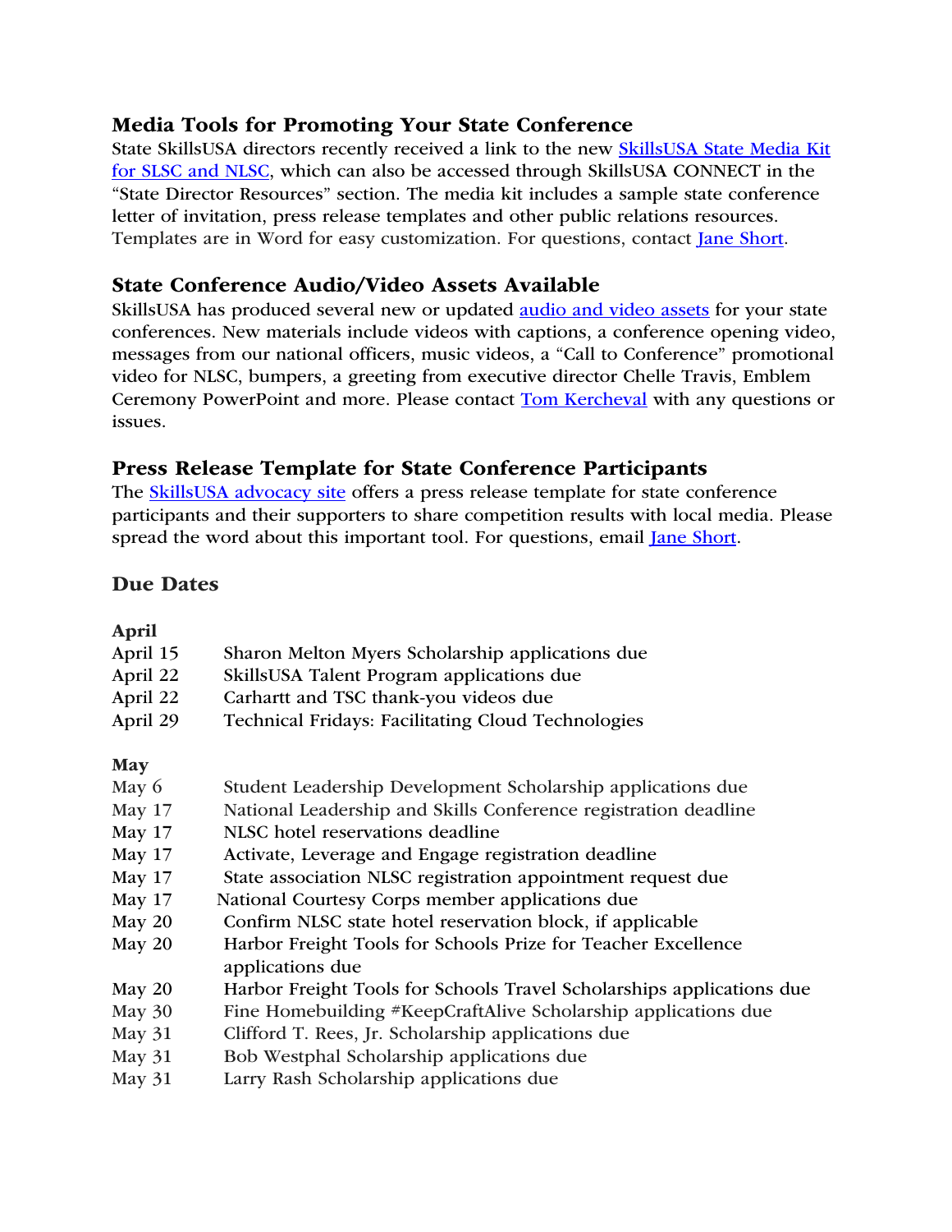### Media Tools for Promoting Your State Conference

State SkillsUSA directors recently received a link to the new SkillsUSA State Media Kit for SLSC and NLSC, which can also be accessed through SkillsUSA CONNECT in the "State Director Resources" section. The media kit includes a sample state conference letter of invitation, press release templates and other public relations resources. Templates are in Word for easy customization. For questions, contact Jane Short.

### State Conference Audio/Video Assets Available

SkillsUSA has produced several new or updated audio and video assets for your state conferences. New materials include videos with captions, a conference opening video, messages from our national officers, music videos, a "Call to Conference" promotional video for NLSC, bumpers, a greeting from executive director Chelle Travis, Emblem Ceremony PowerPoint and more. Please contact Tom Kercheval with any questions or issues.

### Press Release Template for State Conference Participants

The SkillsUSA advocacy site offers a press release template for state conference participants and their supporters to share competition results with local media. Please spread the word about this important tool. For questions, email Jane Short.

### Due Dates

**April**

| | |
|---|---|
| April 15 | Sharon Melton Myers Scholarship applications due |
| April 22 | SkillsUSA Talent Program applications due |
| April 22 | Carhartt and TSC thank-you videos due |
| April 29 | Technical Fridays: Facilitating Cloud Technologies |

**May**

| | |
|---|---|
| May 6 | Student Leadership Development Scholarship applications due |
| May 17 | National Leadership and Skills Conference registration deadline |
| May 17 | NLSC hotel reservations deadline |
| May 17 | Activate, Leverage and Engage registration deadline |
| May 17 | State association NLSC registration appointment request due |
| May 17 | National Courtesy Corps member applications due |
| May 20 | Confirm NLSC state hotel reservation block, if applicable |
| May 20 | Harbor Freight Tools for Schools Prize for Teacher Excellence applications due |
| May 20 | Harbor Freight Tools for Schools Travel Scholarships applications due |
| May 30 | Fine Homebuilding #KeepCraftAlive Scholarship applications due |
| May 31 | Clifford T. Rees, Jr. Scholarship applications due |
| May 31 | Bob Westphal Scholarship applications due |
| May 31 | Larry Rash Scholarship applications due |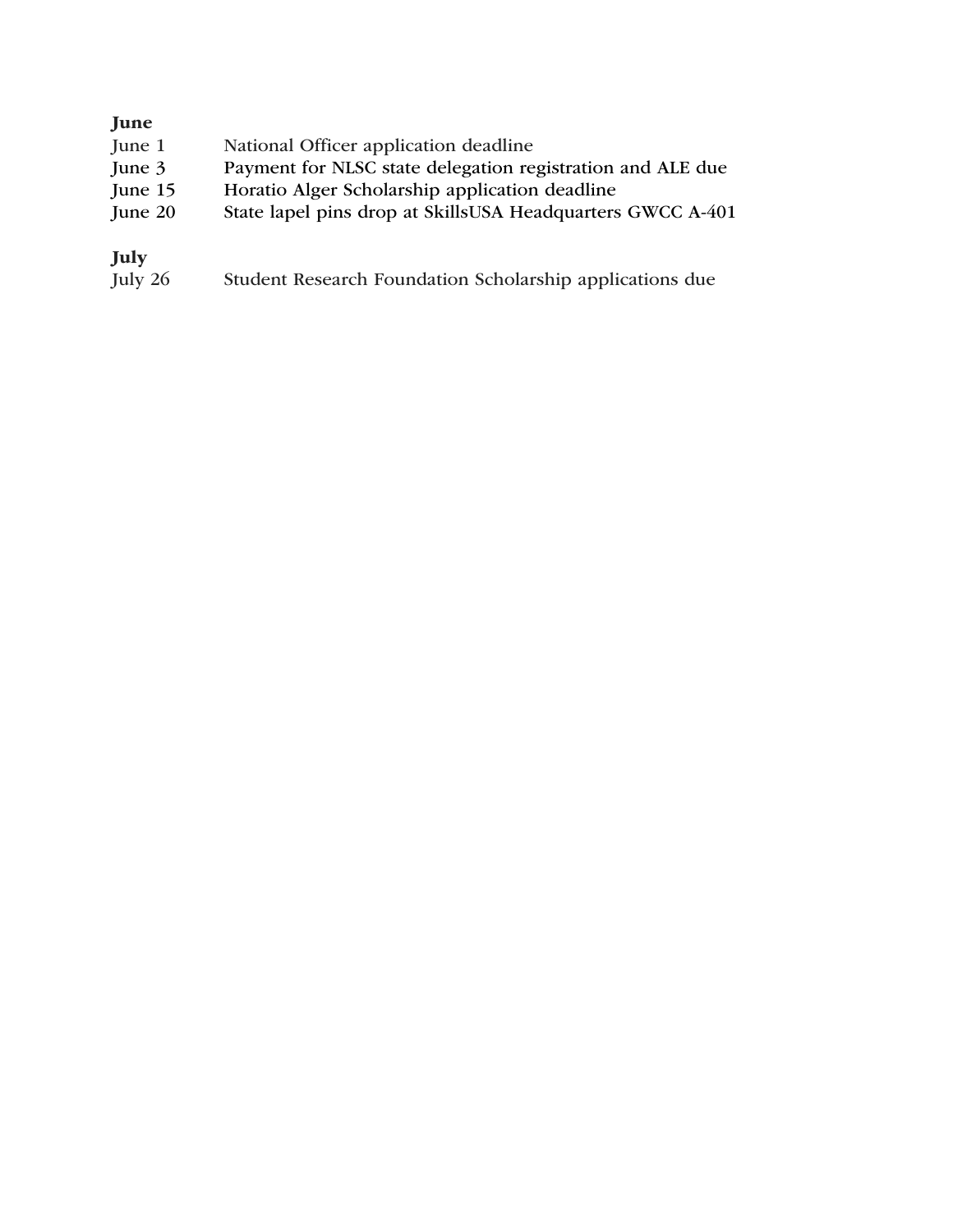**June**

| | |
|---|---|
| June 1 | National Officer application deadline |
| June 3 | Payment for NLSC state delegation registration and ALE due |
| June 15 | Horatio Alger Scholarship application deadline |
| June 20 | State lapel pins drop at SkillsUSA Headquarters GWCC A-401 |

**July**

| | |
|---|---|
| July 26 | Student Research Foundation Scholarship applications due |